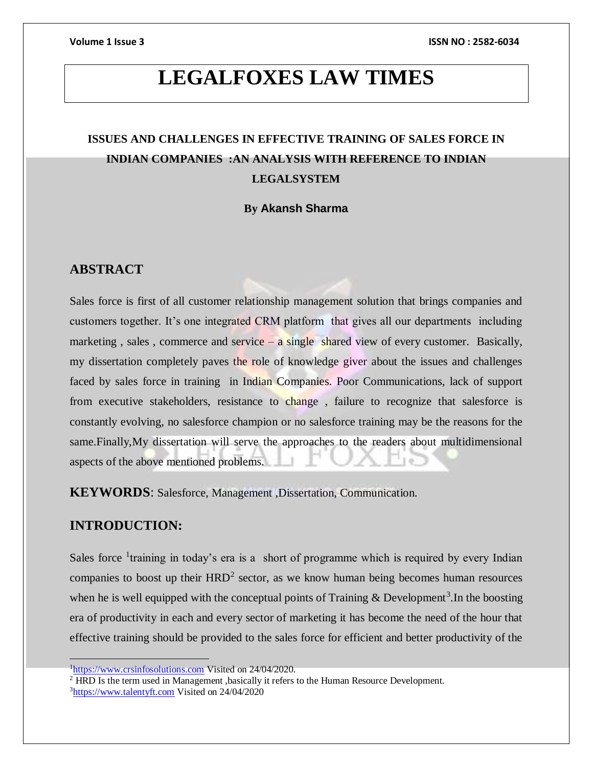# LEGALFOXES LAW TIMES

## ISSUES AND CHALLENGES IN EFFECTIVE TRAINING OF SALES FORCE IN INDIAN COMPANIES :AN ANALYSIS WITH REFERENCE TO INDIAN LEGALSYSTEM

**By Akansh Sharma**

## ABSTRACT

Sales force is first of all customer relationship management solution that brings companies and customers together. It's one integrated CRM platform that gives all our departments including marketing , sales , commerce and service – a single shared view of every customer. Basically, my dissertation completely paves the role of knowledge giver about the issues and challenges faced by sales force in training in Indian Companies. Poor Communications, lack of support from executive stakeholders, resistance to change , failure to recognize that salesforce is constantly evolving, no salesforce champion or no salesforce training may be the reasons for the same.Finally,My dissertation will serve the approaches to the readers about multidimensional aspects of the above mentioned problems.

**KEYWORDS**: Salesforce, Management ,Dissertation, Communication.

## INTRODUCTION:

Sales force [1]training in today's era is a short of programme which is required by every Indian companies to boost up their HRD[2] sector, as we know human being becomes human resources when he is well equipped with the conceptual points of Training & Development[3].In the boosting era of productivity in each and every sector of marketing it has become the need of the hour that effective training should be provided to the sales force for efficient and better productivity of the

---

[1] https://www.crsinfosolutions.com Visited on 24/04/2020.

[2] HRD Is the term used in Management ,basically it refers to the Human Resource Development.

[3] https://www.talentyft.com Visited on 24/04/2020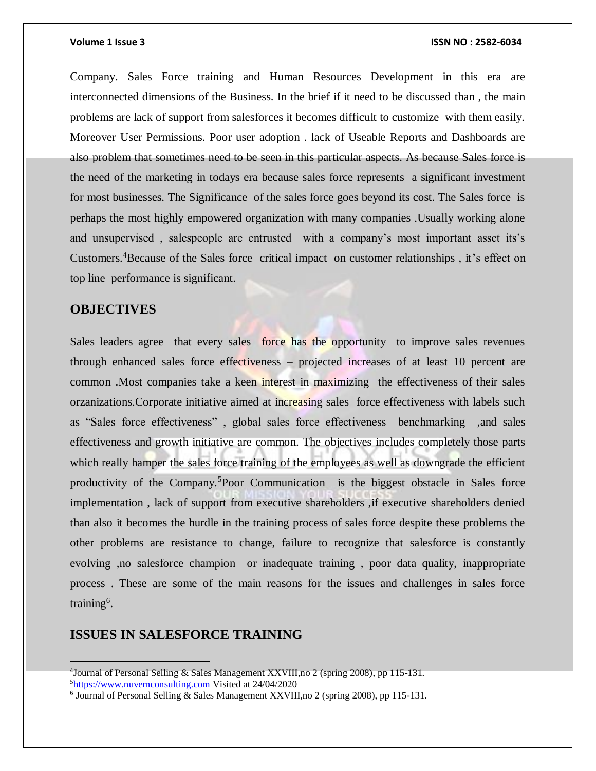Company. Sales Force training and Human Resources Development in this era are interconnected dimensions of the Business. In the brief if it need to be discussed than , the main problems are lack of support from salesforces it becomes difficult to customize with them easily. Moreover User Permissions. Poor user adoption . lack of Useable Reports and Dashboards are also problem that sometimes need to be seen in this particular aspects. As because Sales force is the need of the marketing in todays era because sales force represents a significant investment for most businesses. The Significance of the sales force goes beyond its cost. The Sales force is perhaps the most highly empowered organization with many companies .Usually working alone and unsupervised , salespeople are entrusted with a company's most important asset its's Customers.[4]Because of the Sales force critical impact on customer relationships , it's effect on top line performance is significant.

## OBJECTIVES

Sales leaders agree that every sales force has the opportunity to improve sales revenues through enhanced sales force effectiveness – projected increases of at least 10 percent are common .Most companies take a keen interest in maximizing the effectiveness of their sales orzanizations.Corporate initiative aimed at increasing sales force effectiveness with labels such as "Sales force effectiveness" , global sales force effectiveness benchmarking ,and sales effectiveness and growth initiative are common. The objectives includes completely those parts which really hamper the sales force training of the employees as well as downgrade the efficient productivity of the Company.[5]Poor Communication is the biggest obstacle in Sales force implementation , lack of support from executive shareholders ,if executive shareholders denied than also it becomes the hurdle in the training process of sales force despite these problems the other problems are resistance to change, failure to recognize that salesforce is constantly evolving ,no salesforce champion or inadequate training , poor data quality, inappropriate process . These are some of the main reasons for the issues and challenges in sales force training[6].

## ISSUES IN SALESFORCE TRAINING

---

[4]Journal of Personal Selling & Sales Management XXVIII,no 2 (spring 2008), pp 115-131.
[5]https://www.nuvemconsulting.com Visited at 24/04/2020
[6] Journal of Personal Selling & Sales Management XXVIII,no 2 (spring 2008), pp 115-131.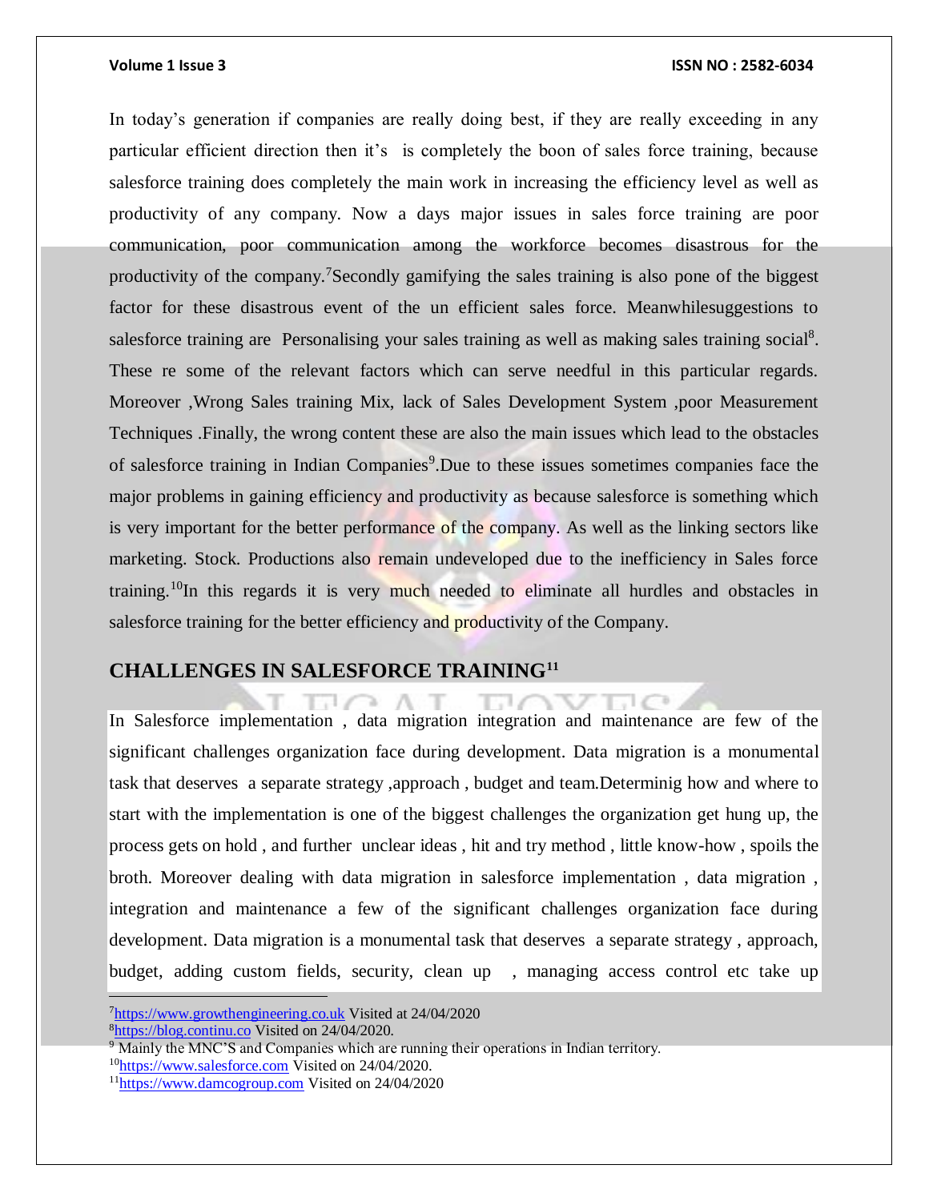In today's generation if companies are really doing best, if they are really exceeding in any particular efficient direction then it's is completely the boon of sales force training, because salesforce training does completely the main work in increasing the efficiency level as well as productivity of any company. Now a days major issues in sales force training are poor communication, poor communication among the workforce becomes disastrous for the productivity of the company.[7]Secondly gamifying the sales training is also pone of the biggest factor for these disastrous event of the un efficient sales force. Meanwhilesuggestions to salesforce training are Personalising your sales training as well as making sales training social[8]. These re some of the relevant factors which can serve needful in this particular regards. Moreover ,Wrong Sales training Mix, lack of Sales Development System ,poor Measurement Techniques .Finally, the wrong content these are also the main issues which lead to the obstacles of salesforce training in Indian Companies[9].Due to these issues sometimes companies face the major problems in gaining efficiency and productivity as because salesforce is something which is very important for the better performance of the company. As well as the linking sectors like marketing. Stock. Productions also remain undeveloped due to the inefficiency in Sales force training.[10]In this regards it is very much needed to eliminate all hurdles and obstacles in salesforce training for the better efficiency and productivity of the Company.

## CHALLENGES IN SALESFORCE TRAINING[11]

In Salesforce implementation , data migration integration and maintenance are few of the significant challenges organization face during development. Data migration is a monumental task that deserves a separate strategy ,approach , budget and team.Determinig how and where to start with the implementation is one of the biggest challenges the organization get hung up, the process gets on hold , and further unclear ideas , hit and try method , little know-how , spoils the broth. Moreover dealing with data migration in salesforce implementation , data migration , integration and maintenance a few of the significant challenges organization face during development. Data migration is a monumental task that deserves a separate strategy , approach, budget, adding custom fields, security, clean up , managing access control etc take up

---

[7]https://www.growthengineering.co.uk Visited at 24/04/2020

[8]https://blog.continu.co Visited on 24/04/2020.

[9] Mainly the MNC'S and Companies which are running their operations in Indian territory.

[10]https://www.salesforce.com Visited on 24/04/2020.

[11]https://www.damcogroup.com Visited on 24/04/2020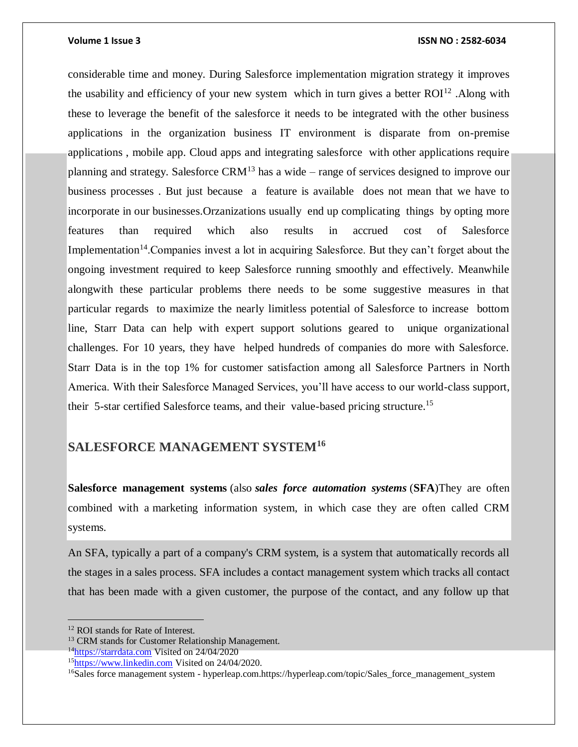considerable time and money. During Salesforce implementation migration strategy it improves the usability and efficiency of your new system which in turn gives a better ROI[12] .Along with these to leverage the benefit of the salesforce it needs to be integrated with the other business applications in the organization business IT environment is disparate from on-premise applications , mobile app. Cloud apps and integrating salesforce with other applications require planning and strategy. Salesforce CRM[13] has a wide – range of services designed to improve our business processes . But just because a feature is available does not mean that we have to incorporate in our businesses.Orzanizations usually end up complicating things by opting more features than required which also results in accrued cost of Salesforce Implementation[14].Companies invest a lot in acquiring Salesforce. But they can't forget about the ongoing investment required to keep Salesforce running smoothly and effectively. Meanwhile alongwith these particular problems there needs to be some suggestive measures in that particular regards to maximize the nearly limitless potential of Salesforce to increase bottom line, Starr Data can help with expert support solutions geared to unique organizational challenges. For 10 years, they have helped hundreds of companies do more with Salesforce. Starr Data is in the top 1% for customer satisfaction among all Salesforce Partners in North America. With their Salesforce Managed Services, you'll have access to our world-class support, their 5-star certified Salesforce teams, and their value-based pricing structure.[15]

## SALESFORCE MANAGEMENT SYSTEM[16]

**Salesforce management systems** (also ***sales force automation systems*** (**SFA**)They are often combined with a marketing information system, in which case they are often called CRM systems.

An SFA, typically a part of a company's CRM system, is a system that automatically records all the stages in a sales process. SFA includes a contact management system which tracks all contact that has been made with a given customer, the purpose of the contact, and any follow up that

---

[12] ROI stands for Rate of Interest.

[13] CRM stands for Customer Relationship Management.

[14] https://starrdata.com Visited on 24/04/2020

[15] https://www.linkedin.com Visited on 24/04/2020.

[16] Sales force management system - hyperleap.com.https://hyperleap.com/topic/Sales_force_management_system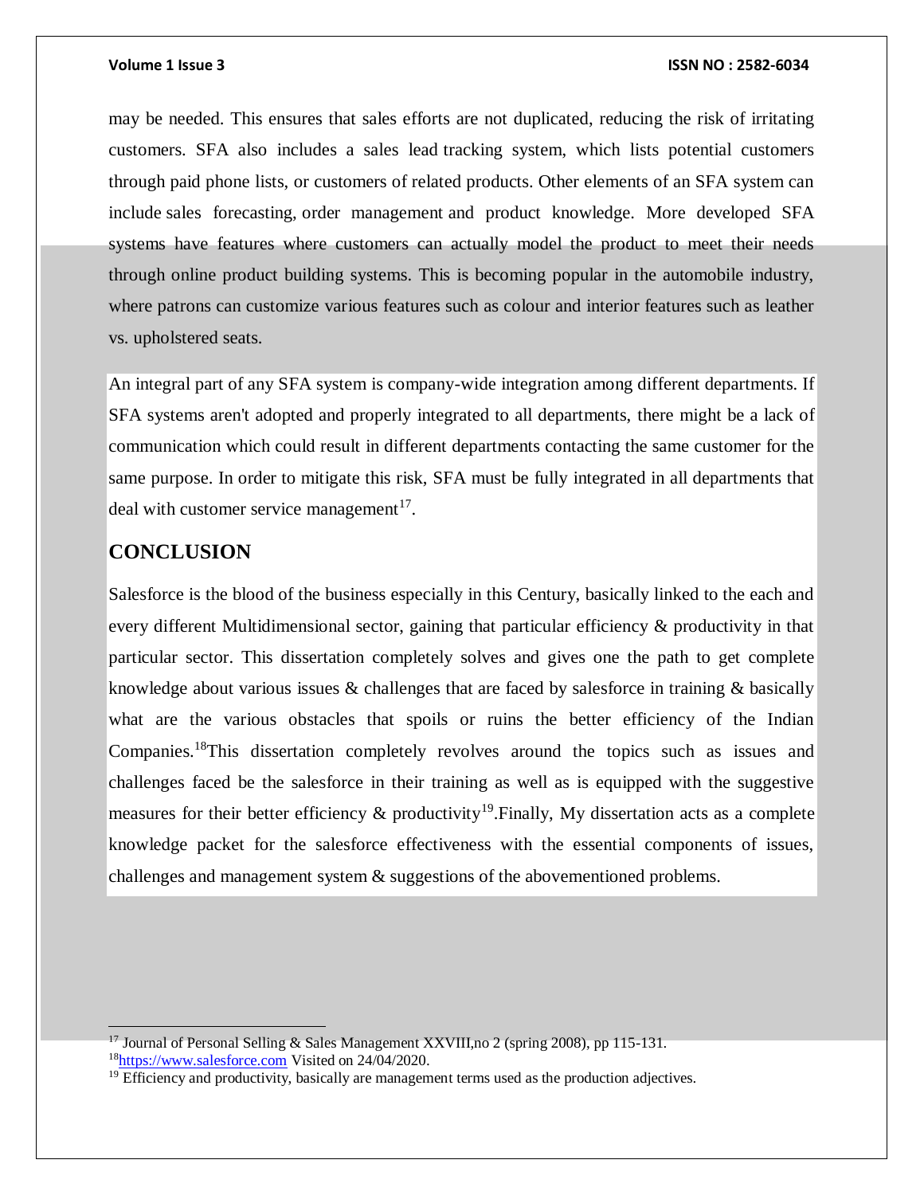may be needed. This ensures that sales efforts are not duplicated, reducing the risk of irritating customers. SFA also includes a sales lead tracking system, which lists potential customers through paid phone lists, or customers of related products. Other elements of an SFA system can include sales forecasting, order management and product knowledge. More developed SFA systems have features where customers can actually model the product to meet their needs through online product building systems. This is becoming popular in the automobile industry, where patrons can customize various features such as colour and interior features such as leather vs. upholstered seats.

An integral part of any SFA system is company-wide integration among different departments. If SFA systems aren't adopted and properly integrated to all departments, there might be a lack of communication which could result in different departments contacting the same customer for the same purpose. In order to mitigate this risk, SFA must be fully integrated in all departments that deal with customer service management[17].

## CONCLUSION

Salesforce is the blood of the business especially in this Century, basically linked to the each and every different Multidimensional sector, gaining that particular efficiency & productivity in that particular sector. This dissertation completely solves and gives one the path to get complete knowledge about various issues & challenges that are faced by salesforce in training & basically what are the various obstacles that spoils or ruins the better efficiency of the Indian Companies.[18]This dissertation completely revolves around the topics such as issues and challenges faced be the salesforce in their training as well as is equipped with the suggestive measures for their better efficiency & productivity[19].Finally, My dissertation acts as a complete knowledge packet for the salesforce effectiveness with the essential components of issues, challenges and management system & suggestions of the abovementioned problems.

---

[17] Journal of Personal Selling & Sales Management XXVIII,no 2 (spring 2008), pp 115-131.

[18] https://www.salesforce.com Visited on 24/04/2020.

[19] Efficiency and productivity, basically are management terms used as the production adjectives.